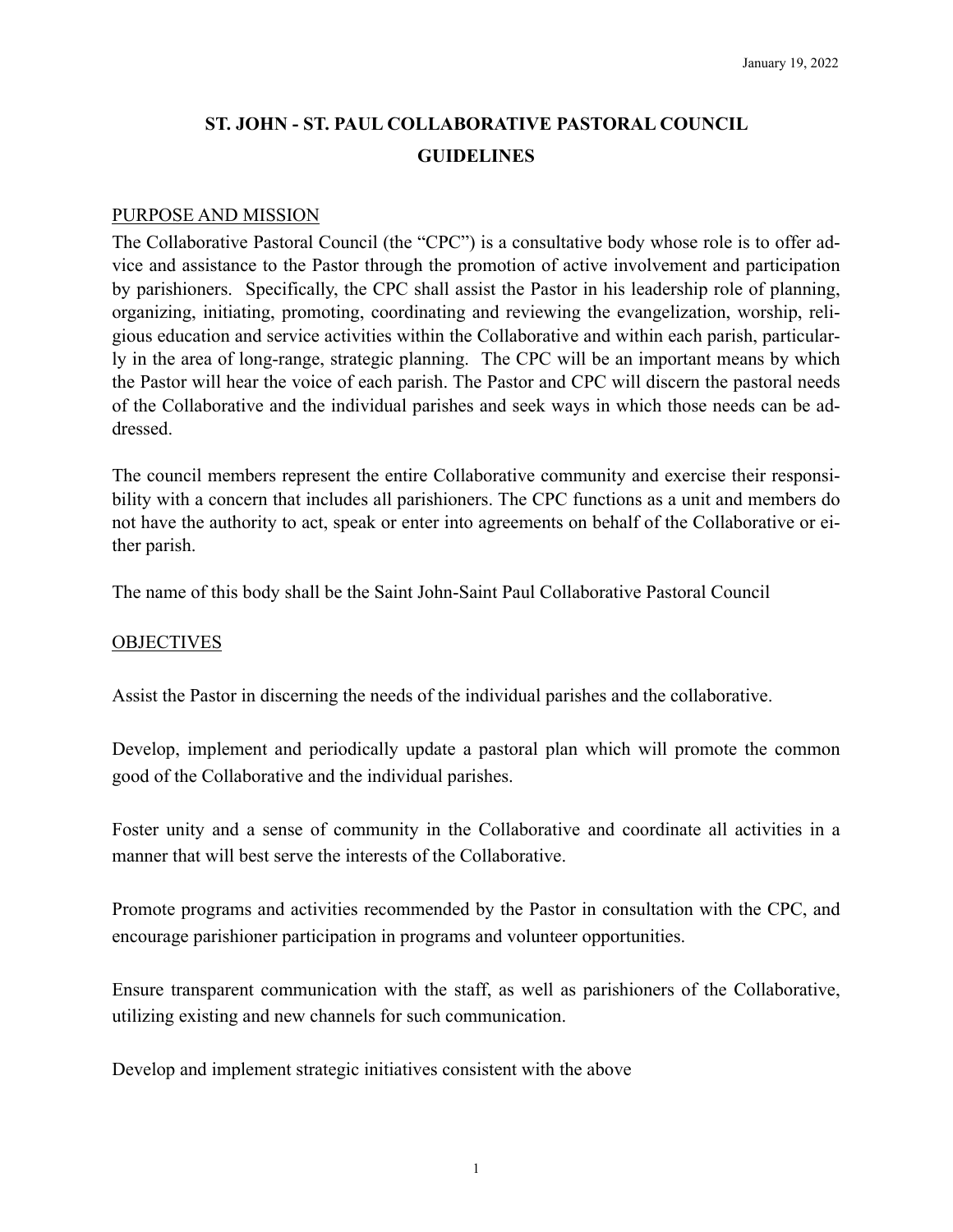January 19, 2022

# ST. JOHN - ST. PAUL COLLABORATIVE PASTORAL COUNCIL GUIDELINES

## PURPOSE AND MISSION

The Collaborative Pastoral Council (the "CPC") is a consultative body whose role is to offer advice and assistance to the Pastor through the promotion of active involvement and participation by parishioners. Specifically, the CPC shall assist the Pastor in his leadership role of planning, organizing, initiating, promoting, coordinating and reviewing the evangelization, worship, religious education and service activities within the Collaborative and within each parish, particularly in the area of long-range, strategic planning. The CPC will be an important means by which the Pastor will hear the voice of each parish. The Pastor and CPC will discern the pastoral needs of the Collaborative and the individual parishes and seek ways in which those needs can be addressed.

The council members represent the entire Collaborative community and exercise their responsibility with a concern that includes all parishioners. The CPC functions as a unit and members do not have the authority to act, speak or enter into agreements on behalf of the Collaborative or either parish.

The name of this body shall be the Saint John-Saint Paul Collaborative Pastoral Council

## OBJECTIVES

Assist the Pastor in discerning the needs of the individual parishes and the collaborative.

Develop, implement and periodically update a pastoral plan which will promote the common good of the Collaborative and the individual parishes.

Foster unity and a sense of community in the Collaborative and coordinate all activities in a manner that will best serve the interests of the Collaborative.

Promote programs and activities recommended by the Pastor in consultation with the CPC, and encourage parishioner participation in programs and volunteer opportunities.

Ensure transparent communication with the staff, as well as parishioners of the Collaborative, utilizing existing and new channels for such communication.

Develop and implement strategic initiatives consistent with the above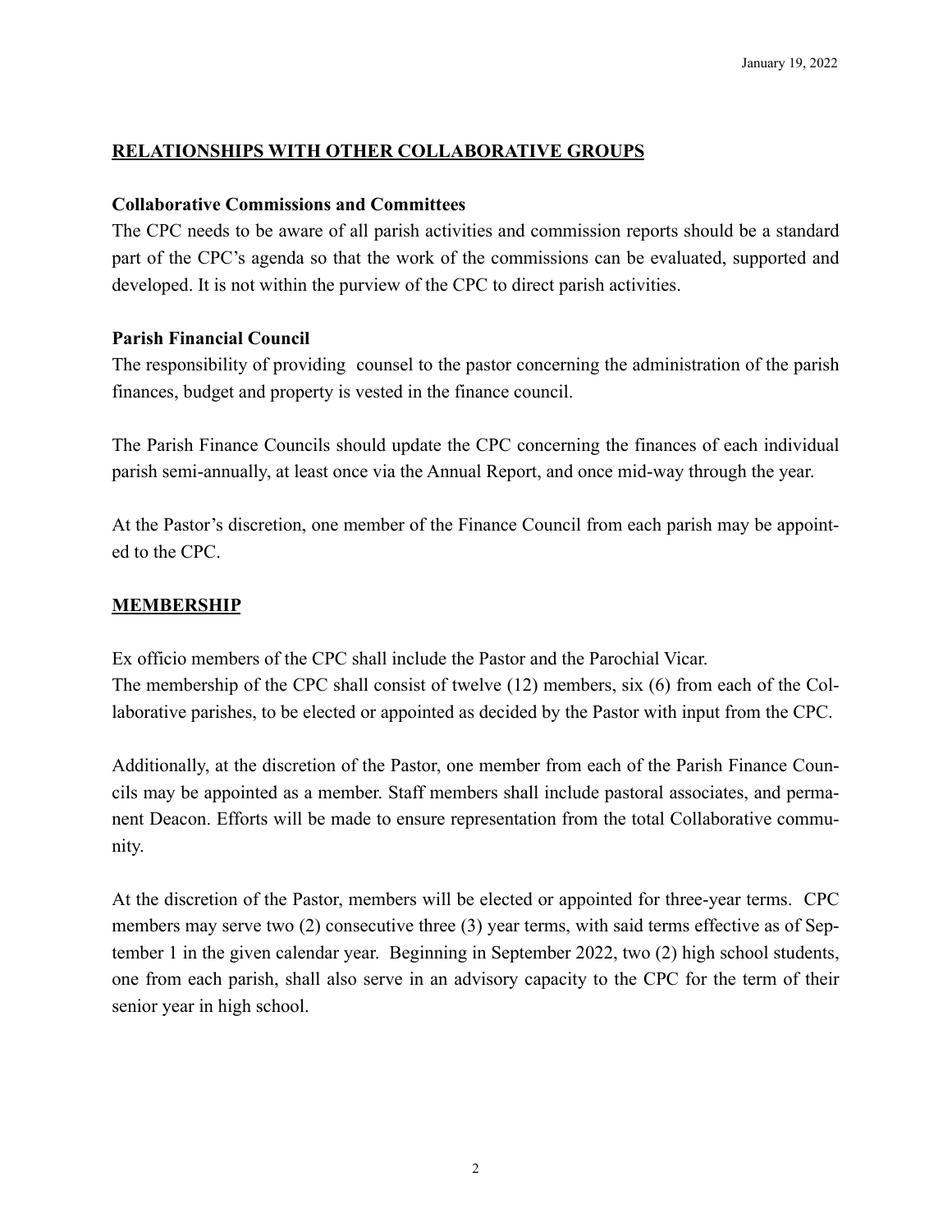## RELATIONSHIPS WITH OTHER COLLABORATIVE GROUPS

**Collaborative Commissions and Committees**

The CPC needs to be aware of all parish activities and commission reports should be a standard part of the CPC's agenda so that the work of the commissions can be evaluated, supported and developed. It is not within the purview of the CPC to direct parish activities.

**Parish Financial Council**

The responsibility of providing counsel to the pastor concerning the administration of the parish finances, budget and property is vested in the finance council.

The Parish Finance Councils should update the CPC concerning the finances of each individual parish semi-annually, at least once via the Annual Report, and once mid-way through the year.

At the Pastor's discretion, one member of the Finance Council from each parish may be appointed to the CPC.

## MEMBERSHIP

Ex officio members of the CPC shall include the Pastor and the Parochial Vicar.
The membership of the CPC shall consist of twelve (12) members, six (6) from each of the Collaborative parishes, to be elected or appointed as decided by the Pastor with input from the CPC.

Additionally, at the discretion of the Pastor, one member from each of the Parish Finance Councils may be appointed as a member. Staff members shall include pastoral associates, and permanent Deacon. Efforts will be made to ensure representation from the total Collaborative community.

At the discretion of the Pastor, members will be elected or appointed for three-year terms. CPC members may serve two (2) consecutive three (3) year terms, with said terms effective as of September 1 in the given calendar year. Beginning in September 2022, two (2) high school students, one from each parish, shall also serve in an advisory capacity to the CPC for the term of their senior year in high school.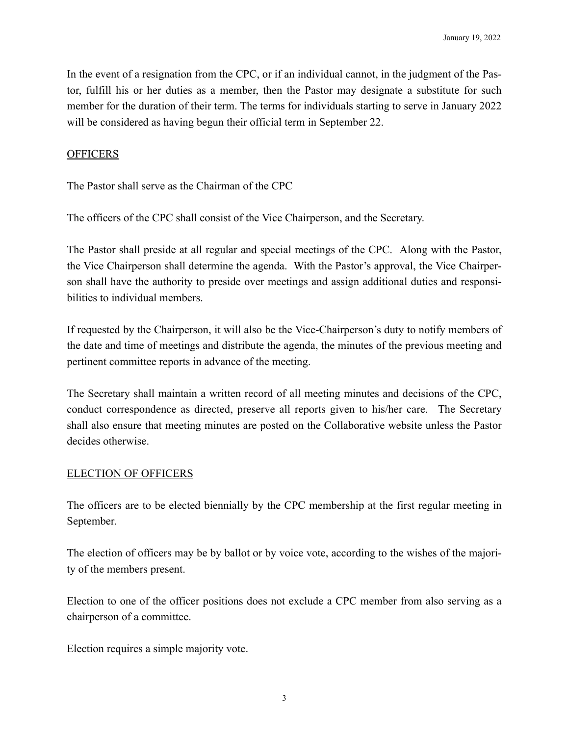In the event of a resignation from the CPC, or if an individual cannot, in the judgment of the Pastor, fulfill his or her duties as a member, then the Pastor may designate a substitute for such member for the duration of their term. The terms for individuals starting to serve in January 2022 will be considered as having begun their official term in September 22.

## OFFICERS

The Pastor shall serve as the Chairman of the CPC

The officers of the CPC shall consist of the Vice Chairperson, and the Secretary.

The Pastor shall preside at all regular and special meetings of the CPC. Along with the Pastor, the Vice Chairperson shall determine the agenda. With the Pastor's approval, the Vice Chairperson shall have the authority to preside over meetings and assign additional duties and responsibilities to individual members.

If requested by the Chairperson, it will also be the Vice-Chairperson's duty to notify members of the date and time of meetings and distribute the agenda, the minutes of the previous meeting and pertinent committee reports in advance of the meeting.

The Secretary shall maintain a written record of all meeting minutes and decisions of the CPC, conduct correspondence as directed, preserve all reports given to his/her care. The Secretary shall also ensure that meeting minutes are posted on the Collaborative website unless the Pastor decides otherwise.

## ELECTION OF OFFICERS

The officers are to be elected biennially by the CPC membership at the first regular meeting in September.

The election of officers may be by ballot or by voice vote, according to the wishes of the majority of the members present.

Election to one of the officer positions does not exclude a CPC member from also serving as a chairperson of a committee.

Election requires a simple majority vote.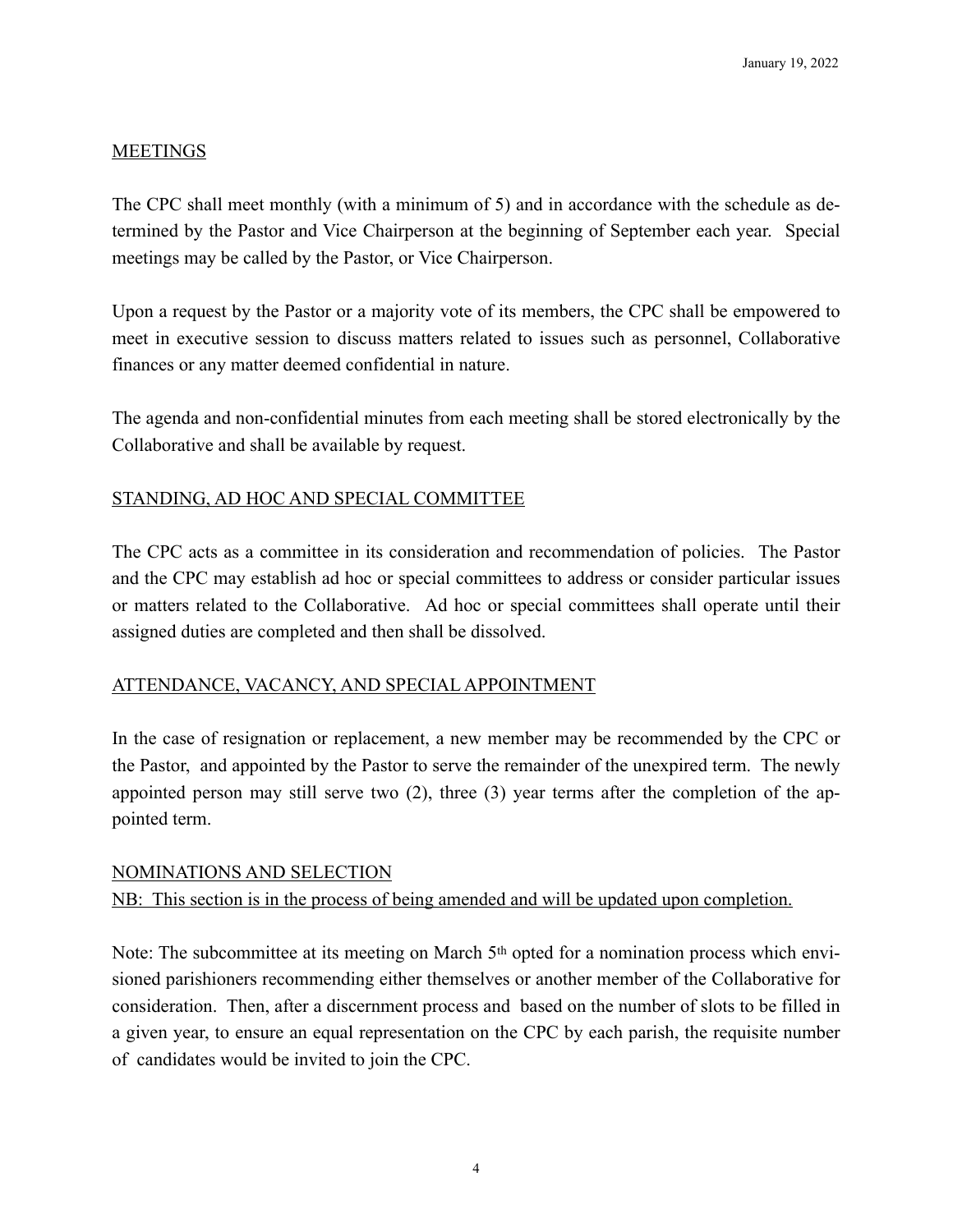## MEETINGS

The CPC shall meet monthly (with a minimum of 5) and in accordance with the schedule as determined by the Pastor and Vice Chairperson at the beginning of September each year. Special meetings may be called by the Pastor, or Vice Chairperson.

Upon a request by the Pastor or a majority vote of its members, the CPC shall be empowered to meet in executive session to discuss matters related to issues such as personnel, Collaborative finances or any matter deemed confidential in nature.

The agenda and non-confidential minutes from each meeting shall be stored electronically by the Collaborative and shall be available by request.

## STANDING, AD HOC AND SPECIAL COMMITTEE

The CPC acts as a committee in its consideration and recommendation of policies. The Pastor and the CPC may establish ad hoc or special committees to address or consider particular issues or matters related to the Collaborative. Ad hoc or special committees shall operate until their assigned duties are completed and then shall be dissolved.

## ATTENDANCE, VACANCY, AND SPECIAL APPOINTMENT

In the case of resignation or replacement, a new member may be recommended by the CPC or the Pastor, and appointed by the Pastor to serve the remainder of the unexpired term. The newly appointed person may still serve two (2), three (3) year terms after the completion of the appointed term.

## NOMINATIONS AND SELECTION

NB: This section is in the process of being amended and will be updated upon completion.

Note: The subcommittee at its meeting on March 5th opted for a nomination process which envisioned parishioners recommending either themselves or another member of the Collaborative for consideration. Then, after a discernment process and based on the number of slots to be filled in a given year, to ensure an equal representation on the CPC by each parish, the requisite number of candidates would be invited to join the CPC.